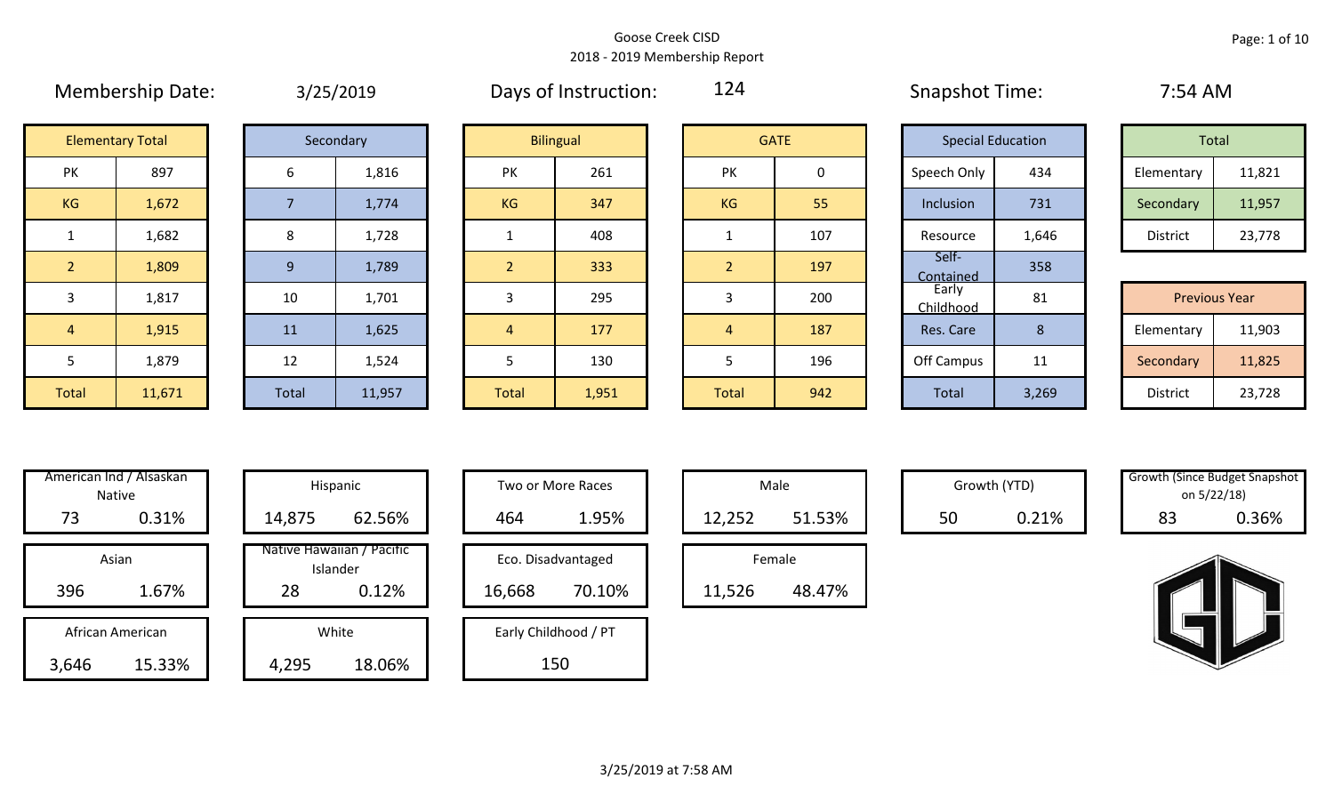Goose Creek CISD

2018 - 2019 Membership Report

Membership Date: 3/25/2019 | Days of Instruction: 124 | Snapshot Time: 7:54 AM

| Elementary Total | |
|---|---|
| PK | 897 |
| KG | 1,672 |
| 1 | 1,682 |
| 2 | 1,809 |
| 3 | 1,817 |
| 4 | 1,915 |
| 5 | 1,879 |
| Total | 11,671 |

| Secondary | |
|---|---|
| 6 | 1,816 |
| 7 | 1,774 |
| 8 | 1,728 |
| 9 | 1,789 |
| 10 | 1,701 |
| 11 | 1,625 |
| 12 | 1,524 |
| Total | 11,957 |

| Bilingual | |
|---|---|
| PK | 261 |
| KG | 347 |
| 1 | 408 |
| 2 | 333 |
| 3 | 295 |
| 4 | 177 |
| 5 | 130 |
| Total | 1,951 |

| GATE | |
|---|---|
| PK | 0 |
| KG | 55 |
| 1 | 107 |
| 2 | 197 |
| 3 | 200 |
| 4 | 187 |
| 5 | 196 |
| Total | 942 |

| Special Education | |
|---|---|
| Speech Only | 434 |
| Inclusion | 731 |
| Resource | 1,646 |
| Self-Contained | 358 |
| Early Childhood | 81 |
| Res. Care | 8 |
| Off Campus | 11 |
| Total | 3,269 |

| Total | |
|---|---|
| Elementary | 11,821 |
| Secondary | 11,957 |
| District | 23,778 |

| Previous Year | |
|---|---|
| Elementary | 11,903 |
| Secondary | 11,825 |
| District | 23,728 |

| Category | Count | Percent |
|---|---|---|
| American Ind / Alsaskan Native | 73 | 0.31% |
| Asian | 396 | 1.67% |
| African American | 3,646 | 15.33% |
| Hispanic | 14,875 | 62.56% |
| Native Hawaiian / Pacific Islander | 28 | 0.12% |
| White | 4,295 | 18.06% |
| Two or More Races | 464 | 1.95% |
| Eco. Disadvantaged | 16,668 | 70.10% |
| Early Childhood / PT | 150 | |
| Male | 12,252 | 51.53% |
| Female | 11,526 | 48.47% |
| Growth (YTD) | 50 | 0.21% |
| Growth (Since Budget Snapshot on 5/22/18) | 83 | 0.36% |

3/25/2019 at 7:58 AM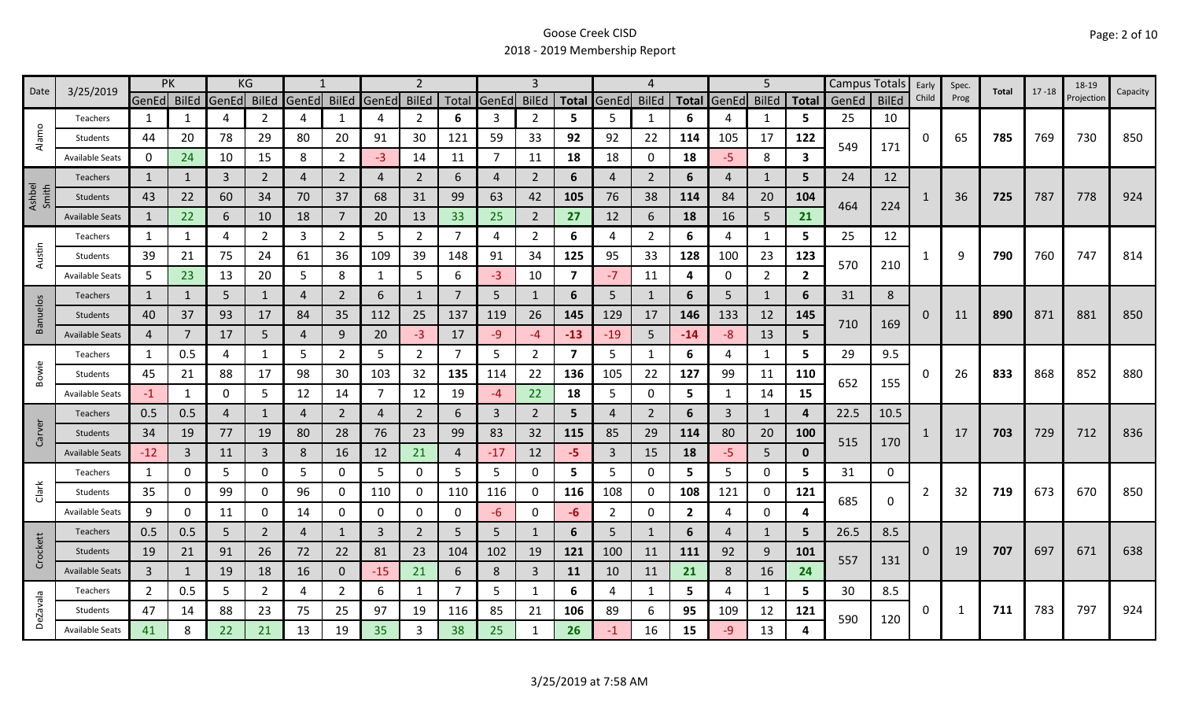Goose Creek CISD

2018 - 2019 Membership Report

| Date | 3/25/2019 | PK | | KG | | 1 | | 2 | | | 3 | | | 4 | | | 5 | | | Campus Totals | | Early Child | Spec. Prog | Total | 17 -18 | 18-19 Projection | Capacity |
|---|---|---|---|---|---|---|---|---|---|---|---|---|---|---|---|---|---|---|---|---|---|---|---|---|---|---|---|
| | | GenEd | BilEd | GenEd | BilEd | GenEd | BilEd | GenEd | BilEd | Total | GenEd | BilEd | Total | GenEd | BilEd | Total | GenEd | BilEd | Total | GenEd | BilEd | | | | | | |
| Alamo | Teachers | 1 | 1 | 4 | 2 | 4 | 1 | 4 | 2 | 6 | 3 | 2 | 5 | 5 | 1 | 6 | 4 | 1 | 5 | 25 | 10 | 0 | 65 | 785 | 769 | 730 | 850 |
| | Students | 44 | 20 | 78 | 29 | 80 | 20 | 91 | 30 | 121 | 59 | 33 | 92 | 92 | 22 | 114 | 105 | 17 | 122 | 549 | 171 | | | | | | |
| | Available Seats | 0 | 24 | 10 | 15 | 8 | 2 | -3 | 14 | 11 | 7 | 11 | 18 | 18 | 0 | 18 | -5 | 8 | 3 | | | | | | | | |
| Ashbel Smith | Teachers | 1 | 1 | 3 | 2 | 4 | 2 | 4 | 2 | 6 | 4 | 2 | 6 | 4 | 2 | 6 | 4 | 1 | 5 | 24 | 12 | 1 | 36 | 725 | 787 | 778 | 924 |
| | Students | 43 | 22 | 60 | 34 | 70 | 37 | 68 | 31 | 99 | 63 | 42 | 105 | 76 | 38 | 114 | 84 | 20 | 104 | 464 | 224 | | | | | | |
| | Available Seats | 1 | 22 | 6 | 10 | 18 | 7 | 20 | 13 | 33 | 25 | 2 | 27 | 12 | 6 | 18 | 16 | 5 | 21 | | | | | | | | |
| Austin | Teachers | 1 | 1 | 4 | 2 | 3 | 2 | 5 | 2 | 7 | 4 | 2 | 6 | 4 | 2 | 6 | 4 | 1 | 5 | 25 | 12 | 1 | 9 | 790 | 760 | 747 | 814 |
| | Students | 39 | 21 | 75 | 24 | 61 | 36 | 109 | 39 | 148 | 91 | 34 | 125 | 95 | 33 | 128 | 100 | 23 | 123 | 570 | 210 | | | | | | |
| | Available Seats | 5 | 23 | 13 | 20 | 5 | 8 | 1 | 5 | 6 | -3 | 10 | 7 | -7 | 11 | 4 | 0 | 2 | 2 | | | | | | | | |
| Banuelos | Teachers | 1 | 1 | 5 | 1 | 4 | 2 | 6 | 1 | 7 | 5 | 1 | 6 | 5 | 1 | 6 | 5 | 1 | 6 | 31 | 8 | 0 | 11 | 890 | 871 | 881 | 850 |
| | Students | 40 | 37 | 93 | 17 | 84 | 35 | 112 | 25 | 137 | 119 | 26 | 145 | 129 | 17 | 146 | 133 | 12 | 145 | 710 | 169 | | | | | | |
| | Available Seats | 4 | 7 | 17 | 5 | 4 | 9 | 20 | -3 | 17 | -9 | -4 | -13 | -19 | 5 | -14 | -8 | 13 | 5 | | | | | | | | |
| Bowie | Teachers | 1 | 0.5 | 4 | 1 | 5 | 2 | 5 | 2 | 7 | 5 | 2 | 7 | 5 | 1 | 6 | 4 | 1 | 5 | 29 | 9.5 | 0 | 26 | 833 | 868 | 852 | 880 |
| | Students | 45 | 21 | 88 | 17 | 98 | 30 | 103 | 32 | 135 | 114 | 22 | 136 | 105 | 22 | 127 | 99 | 11 | 110 | 652 | 155 | | | | | | |
| | Available Seats | -1 | 1 | 0 | 5 | 12 | 14 | 7 | 12 | 19 | -4 | 22 | 18 | 5 | 0 | 5 | 1 | 14 | 15 | | | | | | | | |
| Carver | Teachers | 0.5 | 0.5 | 4 | 1 | 4 | 2 | 4 | 2 | 6 | 3 | 2 | 5 | 4 | 2 | 6 | 3 | 1 | 4 | 22.5 | 10.5 | 1 | 17 | 703 | 729 | 712 | 836 |
| | Students | 34 | 19 | 77 | 19 | 80 | 28 | 76 | 23 | 99 | 83 | 32 | 115 | 85 | 29 | 114 | 80 | 20 | 100 | 515 | 170 | | | | | | |
| | Available Seats | -12 | 3 | 11 | 3 | 8 | 16 | 12 | 21 | 4 | -17 | 12 | -5 | 3 | 15 | 18 | -5 | 5 | 0 | | | | | | | | |
| Clark | Teachers | 1 | 0 | 5 | 0 | 5 | 0 | 5 | 0 | 5 | 5 | 0 | 5 | 5 | 0 | 5 | 5 | 0 | 5 | 31 | 0 | 2 | 32 | 719 | 673 | 670 | 850 |
| | Students | 35 | 0 | 99 | 0 | 96 | 0 | 110 | 0 | 110 | 116 | 0 | 116 | 108 | 0 | 108 | 121 | 0 | 121 | 685 | 0 | | | | | | |
| | Available Seats | 9 | 0 | 11 | 0 | 14 | 0 | 0 | 0 | 0 | -6 | 0 | -6 | 2 | 0 | 2 | 4 | 0 | 4 | | | | | | | | |
| Crockett | Teachers | 0.5 | 0.5 | 5 | 2 | 4 | 1 | 3 | 2 | 5 | 5 | 1 | 6 | 5 | 1 | 6 | 4 | 1 | 5 | 26.5 | 8.5 | 0 | 19 | 707 | 697 | 671 | 638 |
| | Students | 19 | 21 | 91 | 26 | 72 | 22 | 81 | 23 | 104 | 102 | 19 | 121 | 100 | 11 | 111 | 92 | 9 | 101 | 557 | 131 | | | | | | |
| | Available Seats | 3 | 1 | 19 | 18 | 16 | 0 | -15 | 21 | 6 | 8 | 3 | 11 | 10 | 11 | 21 | 8 | 16 | 24 | | | | | | | | |
| DeZavala | Teachers | 2 | 0.5 | 5 | 2 | 4 | 2 | 6 | 1 | 7 | 5 | 1 | 6 | 4 | 1 | 5 | 4 | 1 | 5 | 30 | 8.5 | 0 | 1 | 711 | 783 | 797 | 924 |
| | Students | 47 | 14 | 88 | 23 | 75 | 25 | 97 | 19 | 116 | 85 | 21 | 106 | 89 | 6 | 95 | 109 | 12 | 121 | 590 | 120 | | | | | | |
| | Available Seats | 41 | 8 | 22 | 21 | 13 | 19 | 35 | 3 | 38 | 25 | 1 | 26 | -1 | 16 | 15 | -9 | 13 | 4 | | | | | | | | |

3/25/2019 at 7:58 AM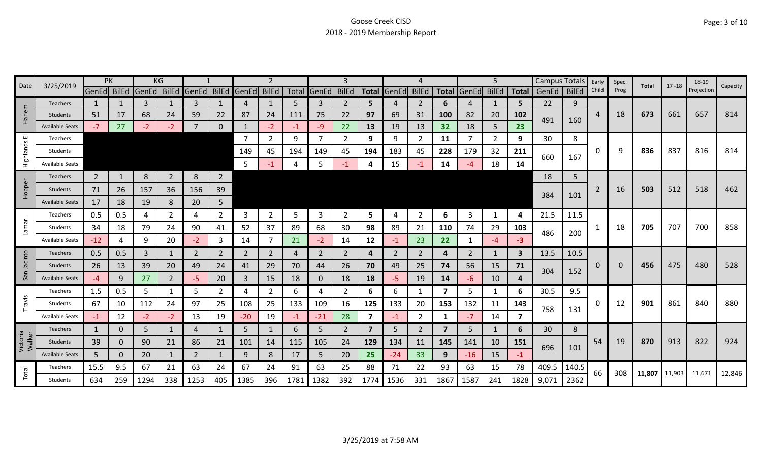Goose Creek CISD

2018 - 2019 Membership Report

| Date | 3/25/2019 | PK | | KG | | 1 | | 2 | | | 3 | | | 4 | | | 5 | | | Campus Totals | | Early Child | Spec. Prog | Total | 17 -18 | 18-19 Projection | Capacity |
|---|---|---|---|---|---|---|---|---|---|---|---|---|---|---|---|---|---|---|---|---|---|---|---|---|---|---|---|
| | | GenEd | BilEd | GenEd | BilEd | GenEd | BilEd | GenEd | BilEd | Total | GenEd | BilEd | Total | GenEd | BilEd | Total | GenEd | BilEd | Total | GenEd | BilEd | | | | | | |
| Harlem | Teachers | 1 | 1 | 3 | 1 | 3 | 1 | 4 | 1 | 5 | 3 | 2 | 5 | 4 | 2 | 6 | 4 | 1 | 5 | 22 | 9 | 4 | 18 | 673 | 661 | 657 | 814 |
| | Students | 51 | 17 | 68 | 24 | 59 | 22 | 87 | 24 | 111 | 75 | 22 | 97 | 69 | 31 | 100 | 82 | 20 | 102 | 491 | 160 | | | | | | |
| | Available Seats | -7 | 27 | -2 | -2 | 7 | 0 | 1 | -2 | -1 | -9 | 22 | 13 | 19 | 13 | 32 | 18 | 5 | 23 | | | | | | | | |
| Highlands El | Teachers | | | | | | | 7 | 2 | 9 | 7 | 2 | 9 | 9 | 2 | 11 | 7 | 2 | 9 | 30 | 8 | 0 | 9 | 836 | 837 | 816 | 814 |
| | Students | | | | | | | 149 | 45 | 194 | 149 | 45 | 194 | 183 | 45 | 228 | 179 | 32 | 211 | 660 | 167 | | | | | | |
| | Available Seats | | | | | | | 5 | -1 | 4 | 5 | -1 | 4 | 15 | -1 | 14 | -4 | 18 | 14 | | | | | | | | |
| Hopper | Teachers | 2 | 1 | 8 | 2 | 8 | 2 | | | | | | | | | | | | | 18 | 5 | 2 | 16 | 503 | 512 | 518 | 462 |
| | Students | 71 | 26 | 157 | 36 | 156 | 39 | | | | | | | | | | | | | 384 | 101 | | | | | | |
| | Available Seats | 17 | 18 | 19 | 8 | 20 | 5 | | | | | | | | | | | | | | | | | | | | |
| Lamar | Teachers | 0.5 | 0.5 | 4 | 2 | 4 | 2 | 3 | 2 | 5 | 3 | 2 | 5 | 4 | 2 | 6 | 3 | 1 | 4 | 21.5 | 11.5 | 1 | 18 | 705 | 707 | 700 | 858 |
| | Students | 34 | 18 | 79 | 24 | 90 | 41 | 52 | 37 | 89 | 68 | 30 | 98 | 89 | 21 | 110 | 74 | 29 | 103 | 486 | 200 | | | | | | |
| | Available Seats | -12 | 4 | 9 | 20 | -2 | 3 | 14 | 7 | 21 | -2 | 14 | 12 | -1 | 23 | 22 | 1 | -4 | -3 | | | | | | | | |
| San Jacinto | Teachers | 0.5 | 0.5 | 3 | 1 | 2 | 2 | 2 | 2 | 4 | 2 | 2 | 4 | 2 | 2 | 4 | 2 | 1 | 3 | 13.5 | 10.5 | 0 | 0 | 456 | 475 | 480 | 528 |
| | Students | 26 | 13 | 39 | 20 | 49 | 24 | 41 | 29 | 70 | 44 | 26 | 70 | 49 | 25 | 74 | 56 | 15 | 71 | 304 | 152 | | | | | | |
| | Available Seats | -4 | 9 | 27 | 2 | -5 | 20 | 3 | 15 | 18 | 0 | 18 | 18 | -5 | 19 | 14 | -6 | 10 | 4 | | | | | | | | |
| Travis | Teachers | 1.5 | 0.5 | 5 | 1 | 5 | 2 | 4 | 2 | 6 | 4 | 2 | 6 | 6 | 1 | 7 | 5 | 1 | 6 | 30.5 | 9.5 | 0 | 12 | 901 | 861 | 840 | 880 |
| | Students | 67 | 10 | 112 | 24 | 97 | 25 | 108 | 25 | 133 | 109 | 16 | 125 | 133 | 20 | 153 | 132 | 11 | 143 | 758 | 131 | | | | | | |
| | Available Seats | -1 | 12 | -2 | -2 | 13 | 19 | -20 | 19 | -1 | -21 | 28 | 7 | -1 | 2 | 1 | -7 | 14 | 7 | | | | | | | | |
| Victoria Walker | Teachers | 1 | 0 | 5 | 1 | 4 | 1 | 5 | 1 | 6 | 5 | 2 | 7 | 5 | 2 | 7 | 5 | 1 | 6 | 30 | 8 | 54 | 19 | 870 | 913 | 822 | 924 |
| | Students | 39 | 0 | 90 | 21 | 86 | 21 | 101 | 14 | 115 | 105 | 24 | 129 | 134 | 11 | 145 | 141 | 10 | 151 | 696 | 101 | | | | | | |
| | Available Seats | 5 | 0 | 20 | 1 | 2 | 1 | 9 | 8 | 17 | 5 | 20 | 25 | -24 | 33 | 9 | -16 | 15 | -1 | | | | | | | | |
| Total | Teachers | 15.5 | 9.5 | 67 | 21 | 63 | 24 | 67 | 24 | 91 | 63 | 25 | 88 | 71 | 22 | 93 | 63 | 15 | 78 | 409.5 | 140.5 | 66 | 308 | 11,807 | 11,903 | 11,671 | 12,846 |
| | Students | 634 | 259 | 1294 | 338 | 1253 | 405 | 1385 | 396 | 1781 | 1382 | 392 | 1774 | 1536 | 331 | 1867 | 1587 | 241 | 1828 | 9,071 | 2362 | | | | | | |

3/25/2019 at 7:58 AM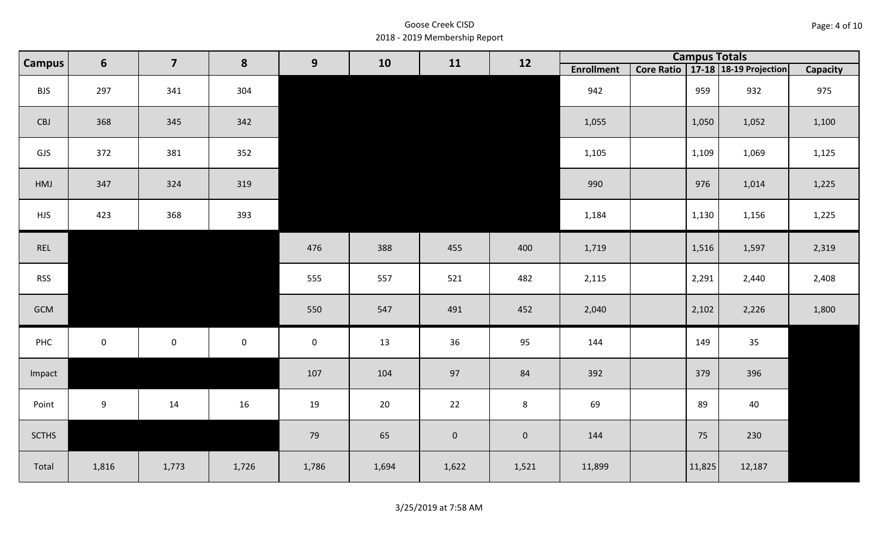Goose Creek CISD
2018 - 2019 Membership Report

| Campus | 6 | 7 | 8 | 9 | 10 | 11 | 12 | Campus Totals | | | | |
|---|---|---|---|---|---|---|---|---|---|---|---|---|
| | | | | | | | | Enrollment | Core Ratio | 17-18 | 18-19 Projection | Capacity |
| BJS | 297 | 341 | 304 | | | | | 942 | | 959 | 932 | 975 |
| CBJ | 368 | 345 | 342 | | | | | 1,055 | | 1,050 | 1,052 | 1,100 |
| GJS | 372 | 381 | 352 | | | | | 1,105 | | 1,109 | 1,069 | 1,125 |
| HMJ | 347 | 324 | 319 | | | | | 990 | | 976 | 1,014 | 1,225 |
| HJS | 423 | 368 | 393 | | | | | 1,184 | | 1,130 | 1,156 | 1,225 |
| REL | | | | 476 | 388 | 455 | 400 | 1,719 | | 1,516 | 1,597 | 2,319 |
| RSS | | | | 555 | 557 | 521 | 482 | 2,115 | | 2,291 | 2,440 | 2,408 |
| GCM | | | | 550 | 547 | 491 | 452 | 2,040 | | 2,102 | 2,226 | 1,800 |
| PHC | 0 | 0 | 0 | 0 | 13 | 36 | 95 | 144 | | 149 | 35 | |
| Impact | | | | 107 | 104 | 97 | 84 | 392 | | 379 | 396 | |
| Point | 9 | 14 | 16 | 19 | 20 | 22 | 8 | 69 | | 89 | 40 | |
| SCTHS | | | | 79 | 65 | 0 | 0 | 144 | | 75 | 230 | |
| Total | 1,816 | 1,773 | 1,726 | 1,786 | 1,694 | 1,622 | 1,521 | 11,899 | | 11,825 | 12,187 | |

3/25/2019 at 7:58 AM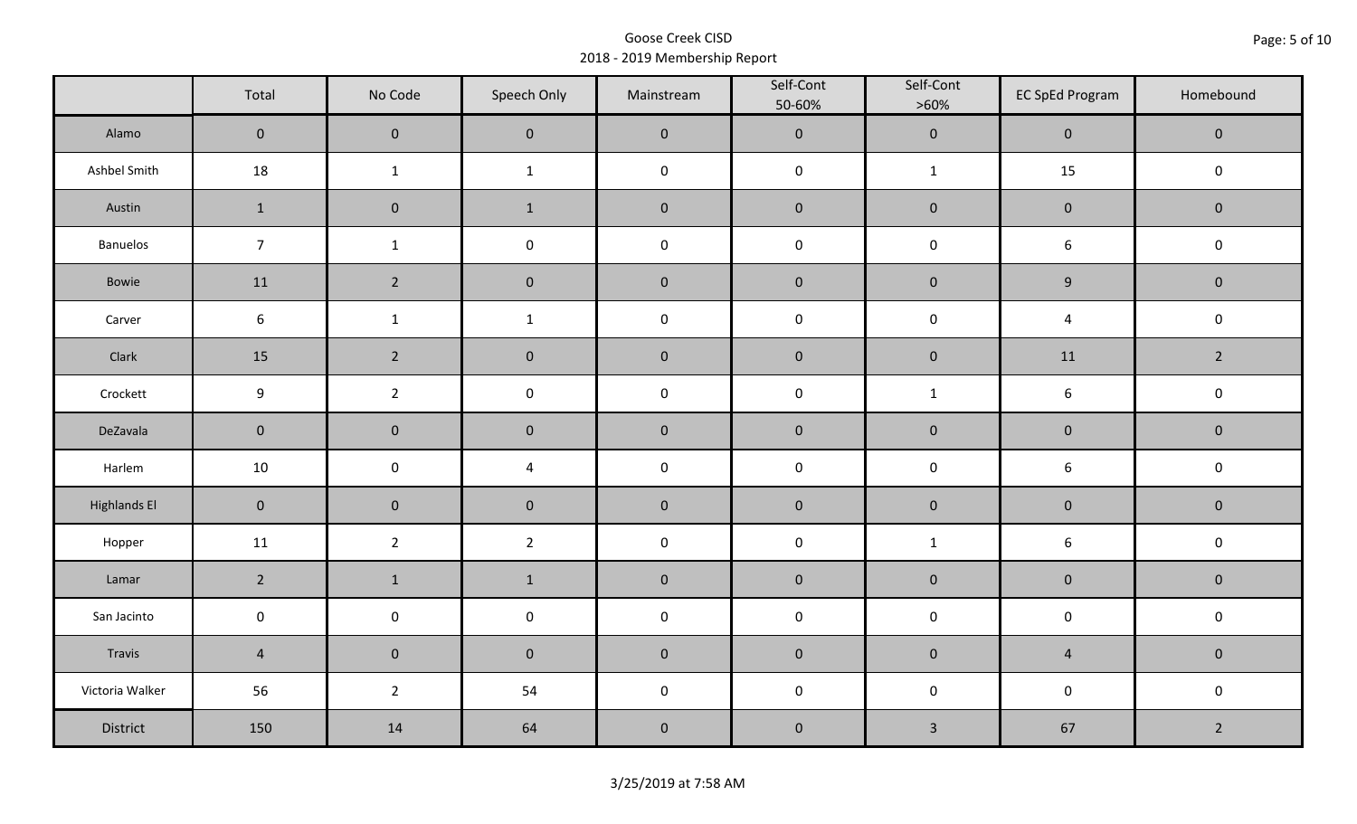Goose Creek CISD
2018 - 2019 Membership Report

| | Total | No Code | Speech Only | Mainstream | Self-Cont 50-60% | Self-Cont >60% | EC SpEd Program | Homebound |
|---|---|---|---|---|---|---|---|---|
| Alamo | 0 | 0 | 0 | 0 | 0 | 0 | 0 | 0 |
| Ashbel Smith | 18 | 1 | 1 | 0 | 0 | 1 | 15 | 0 |
| Austin | 1 | 0 | 1 | 0 | 0 | 0 | 0 | 0 |
| Banuelos | 7 | 1 | 0 | 0 | 0 | 0 | 6 | 0 |
| Bowie | 11 | 2 | 0 | 0 | 0 | 0 | 9 | 0 |
| Carver | 6 | 1 | 1 | 0 | 0 | 0 | 4 | 0 |
| Clark | 15 | 2 | 0 | 0 | 0 | 0 | 11 | 2 |
| Crockett | 9 | 2 | 0 | 0 | 0 | 1 | 6 | 0 |
| DeZavala | 0 | 0 | 0 | 0 | 0 | 0 | 0 | 0 |
| Harlem | 10 | 0 | 4 | 0 | 0 | 0 | 6 | 0 |
| Highlands El | 0 | 0 | 0 | 0 | 0 | 0 | 0 | 0 |
| Hopper | 11 | 2 | 2 | 0 | 0 | 1 | 6 | 0 |
| Lamar | 2 | 1 | 1 | 0 | 0 | 0 | 0 | 0 |
| San Jacinto | 0 | 0 | 0 | 0 | 0 | 0 | 0 | 0 |
| Travis | 4 | 0 | 0 | 0 | 0 | 0 | 4 | 0 |
| Victoria Walker | 56 | 2 | 54 | 0 | 0 | 0 | 0 | 0 |
| District | 150 | 14 | 64 | 0 | 0 | 3 | 67 | 2 |

3/25/2019 at 7:58 AM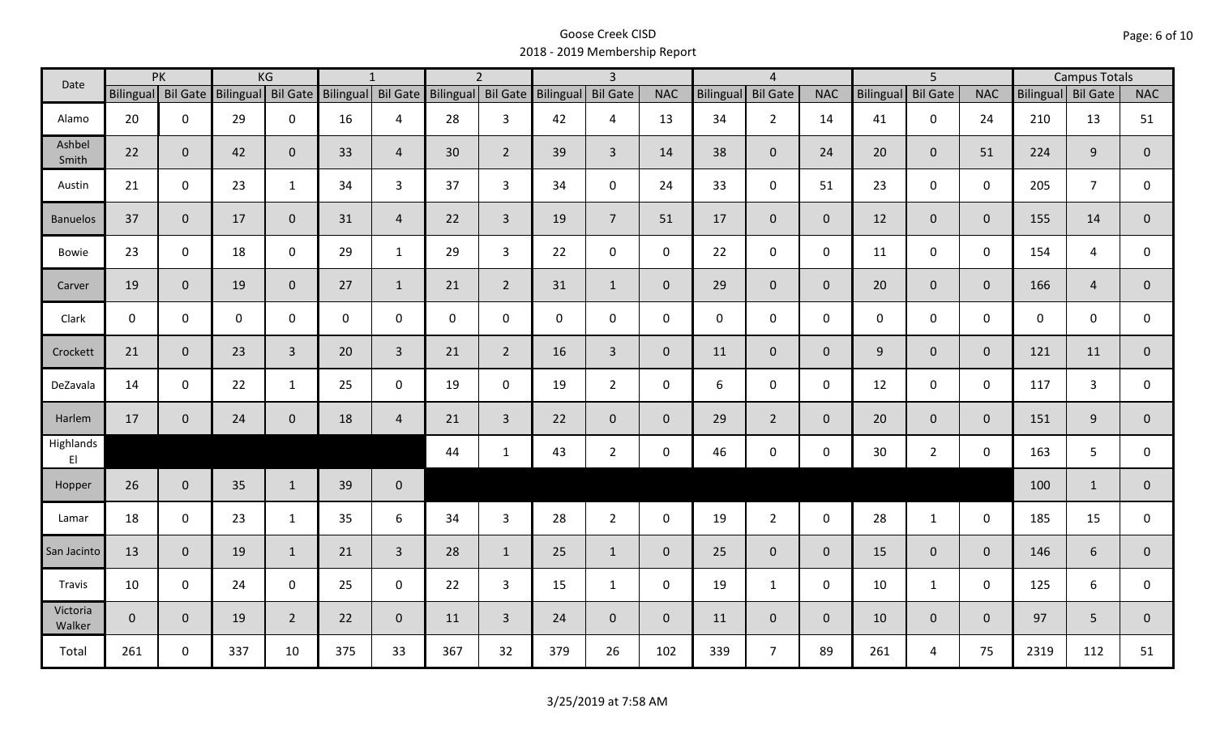# Goose Creek CISD
## 2018 - 2019 Membership Report

| Date | PK | | KG | | 1 | | 2 | | 3 | | | 4 | | | 5 | | | Campus Totals | | |
|---|---|---|---|---|---|---|---|---|---|---|---|---|---|---|---|---|---|---|---|---|
| | Bilingual | Bil Gate | Bilingual | Bil Gate | Bilingual | Bil Gate | Bilingual | Bil Gate | Bilingual | Bil Gate | NAC | Bilingual | Bil Gate | NAC | Bilingual | Bil Gate | NAC | Bilingual | Bil Gate | NAC |
| Alamo | 20 | 0 | 29 | 0 | 16 | 4 | 28 | 3 | 42 | 4 | 13 | 34 | 2 | 14 | 41 | 0 | 24 | 210 | 13 | 51 |
| Ashbel Smith | 22 | 0 | 42 | 0 | 33 | 4 | 30 | 2 | 39 | 3 | 14 | 38 | 0 | 24 | 20 | 0 | 51 | 224 | 9 | 0 |
| Austin | 21 | 0 | 23 | 1 | 34 | 3 | 37 | 3 | 34 | 0 | 24 | 33 | 0 | 51 | 23 | 0 | 0 | 205 | 7 | 0 |
| Banuelos | 37 | 0 | 17 | 0 | 31 | 4 | 22 | 3 | 19 | 7 | 51 | 17 | 0 | 0 | 12 | 0 | 0 | 155 | 14 | 0 |
| Bowie | 23 | 0 | 18 | 0 | 29 | 1 | 29 | 3 | 22 | 0 | 0 | 22 | 0 | 0 | 11 | 0 | 0 | 154 | 4 | 0 |
| Carver | 19 | 0 | 19 | 0 | 27 | 1 | 21 | 2 | 31 | 1 | 0 | 29 | 0 | 0 | 20 | 0 | 0 | 166 | 4 | 0 |
| Clark | 0 | 0 | 0 | 0 | 0 | 0 | 0 | 0 | 0 | 0 | 0 | 0 | 0 | 0 | 0 | 0 | 0 | 0 | 0 | 0 |
| Crockett | 21 | 0 | 23 | 3 | 20 | 3 | 21 | 2 | 16 | 3 | 0 | 11 | 0 | 0 | 9 | 0 | 0 | 121 | 11 | 0 |
| DeZavala | 14 | 0 | 22 | 1 | 25 | 0 | 19 | 0 | 19 | 2 | 0 | 6 | 0 | 0 | 12 | 0 | 0 | 117 | 3 | 0 |
| Harlem | 17 | 0 | 24 | 0 | 18 | 4 | 21 | 3 | 22 | 0 | 0 | 29 | 2 | 0 | 20 | 0 | 0 | 151 | 9 | 0 |
| Highlands El | | | | | | | 44 | 1 | 43 | 2 | 0 | 46 | 0 | 0 | 30 | 2 | 0 | 163 | 5 | 0 |
| Hopper | 26 | 0 | 35 | 1 | 39 | 0 | | | | | | | | | | | | 100 | 1 | 0 |
| Lamar | 18 | 0 | 23 | 1 | 35 | 6 | 34 | 3 | 28 | 2 | 0 | 19 | 2 | 0 | 28 | 1 | 0 | 185 | 15 | 0 |
| San Jacinto | 13 | 0 | 19 | 1 | 21 | 3 | 28 | 1 | 25 | 1 | 0 | 25 | 0 | 0 | 15 | 0 | 0 | 146 | 6 | 0 |
| Travis | 10 | 0 | 24 | 0 | 25 | 0 | 22 | 3 | 15 | 1 | 0 | 19 | 1 | 0 | 10 | 1 | 0 | 125 | 6 | 0 |
| Victoria Walker | 0 | 0 | 19 | 2 | 22 | 0 | 11 | 3 | 24 | 0 | 0 | 11 | 0 | 0 | 10 | 0 | 0 | 97 | 5 | 0 |
| Total | 261 | 0 | 337 | 10 | 375 | 33 | 367 | 32 | 379 | 26 | 102 | 339 | 7 | 89 | 261 | 4 | 75 | 2319 | 112 | 51 |

3/25/2019 at 7:58 AM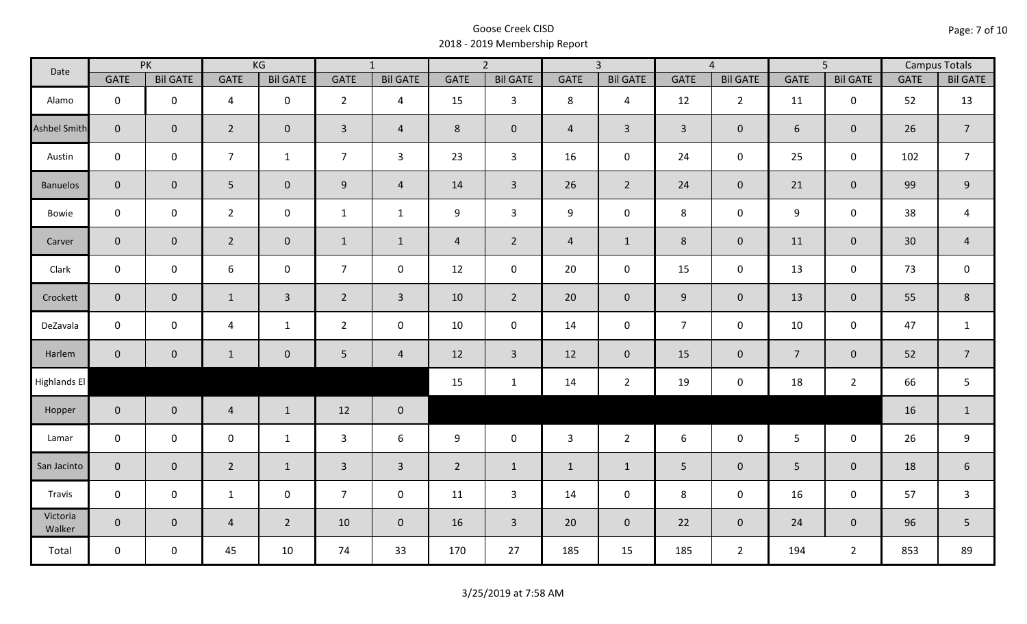Goose Creek CISD
2018 - 2019 Membership Report

| Date | PK | | KG | | 1 | | 2 | | 3 | | 4 | | 5 | | Campus Totals | |
|---|---|---|---|---|---|---|---|---|---|---|---|---|---|---|---|---|
| | GATE | Bil GATE | GATE | Bil GATE | GATE | Bil GATE | GATE | Bil GATE | GATE | Bil GATE | GATE | Bil GATE | GATE | Bil GATE | GATE | Bil GATE |
| Alamo | 0 | 0 | 4 | 0 | 2 | 4 | 15 | 3 | 8 | 4 | 12 | 2 | 11 | 0 | 52 | 13 |
| Ashbel Smith | 0 | 0 | 2 | 0 | 3 | 4 | 8 | 0 | 4 | 3 | 3 | 0 | 6 | 0 | 26 | 7 |
| Austin | 0 | 0 | 7 | 1 | 7 | 3 | 23 | 3 | 16 | 0 | 24 | 0 | 25 | 0 | 102 | 7 |
| Banuelos | 0 | 0 | 5 | 0 | 9 | 4 | 14 | 3 | 26 | 2 | 24 | 0 | 21 | 0 | 99 | 9 |
| Bowie | 0 | 0 | 2 | 0 | 1 | 1 | 9 | 3 | 9 | 0 | 8 | 0 | 9 | 0 | 38 | 4 |
| Carver | 0 | 0 | 2 | 0 | 1 | 1 | 4 | 2 | 4 | 1 | 8 | 0 | 11 | 0 | 30 | 4 |
| Clark | 0 | 0 | 6 | 0 | 7 | 0 | 12 | 0 | 20 | 0 | 15 | 0 | 13 | 0 | 73 | 0 |
| Crockett | 0 | 0 | 1 | 3 | 2 | 3 | 10 | 2 | 20 | 0 | 9 | 0 | 13 | 0 | 55 | 8 |
| DeZavala | 0 | 0 | 4 | 1 | 2 | 0 | 10 | 0 | 14 | 0 | 7 | 0 | 10 | 0 | 47 | 1 |
| Harlem | 0 | 0 | 1 | 0 | 5 | 4 | 12 | 3 | 12 | 0 | 15 | 0 | 7 | 0 | 52 | 7 |
| Highlands El | | | | | | | 15 | 1 | 14 | 2 | 19 | 0 | 18 | 2 | 66 | 5 |
| Hopper | 0 | 0 | 4 | 1 | 12 | 0 | | | | | | | | | 16 | 1 |
| Lamar | 0 | 0 | 0 | 1 | 3 | 6 | 9 | 0 | 3 | 2 | 6 | 0 | 5 | 0 | 26 | 9 |
| San Jacinto | 0 | 0 | 2 | 1 | 3 | 3 | 2 | 1 | 1 | 1 | 5 | 0 | 5 | 0 | 18 | 6 |
| Travis | 0 | 0 | 1 | 0 | 7 | 0 | 11 | 3 | 14 | 0 | 8 | 0 | 16 | 0 | 57 | 3 |
| Victoria Walker | 0 | 0 | 4 | 2 | 10 | 0 | 16 | 3 | 20 | 0 | 22 | 0 | 24 | 0 | 96 | 5 |
| Total | 0 | 0 | 45 | 10 | 74 | 33 | 170 | 27 | 185 | 15 | 185 | 2 | 194 | 2 | 853 | 89 |

3/25/2019 at 7:58 AM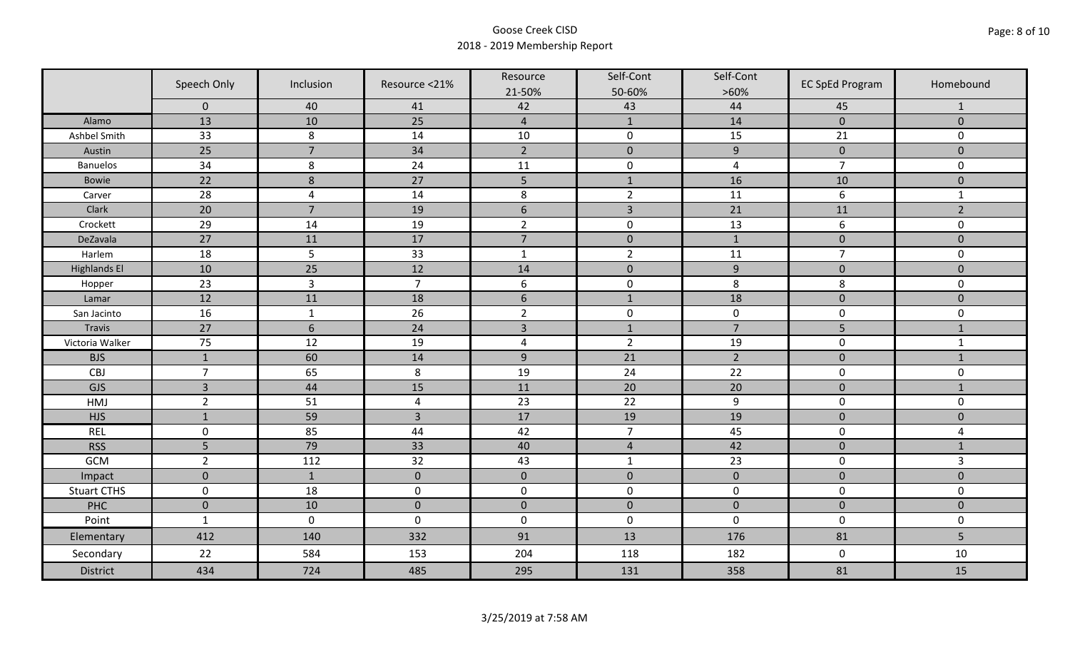Goose Creek CISD
2018 - 2019 Membership Report

| | Speech Only | Inclusion | Resource <21% | Resource 21-50% | Self-Cont 50-60% | Self-Cont >60% | EC SpEd Program | Homebound |
|---|---|---|---|---|---|---|---|---|
| | 0 | 40 | 41 | 42 | 43 | 44 | 45 | 1 |
| Alamo | 13 | 10 | 25 | 4 | 1 | 14 | 0 | 0 |
| Ashbel Smith | 33 | 8 | 14 | 10 | 0 | 15 | 21 | 0 |
| Austin | 25 | 7 | 34 | 2 | 0 | 9 | 0 | 0 |
| Banuelos | 34 | 8 | 24 | 11 | 0 | 4 | 7 | 0 |
| Bowie | 22 | 8 | 27 | 5 | 1 | 16 | 10 | 0 |
| Carver | 28 | 4 | 14 | 8 | 2 | 11 | 6 | 1 |
| Clark | 20 | 7 | 19 | 6 | 3 | 21 | 11 | 2 |
| Crockett | 29 | 14 | 19 | 2 | 0 | 13 | 6 | 0 |
| DeZavala | 27 | 11 | 17 | 7 | 0 | 1 | 0 | 0 |
| Harlem | 18 | 5 | 33 | 1 | 2 | 11 | 7 | 0 |
| Highlands El | 10 | 25 | 12 | 14 | 0 | 9 | 0 | 0 |
| Hopper | 23 | 3 | 7 | 6 | 0 | 8 | 8 | 0 |
| Lamar | 12 | 11 | 18 | 6 | 1 | 18 | 0 | 0 |
| San Jacinto | 16 | 1 | 26 | 2 | 0 | 0 | 0 | 0 |
| Travis | 27 | 6 | 24 | 3 | 1 | 7 | 5 | 1 |
| Victoria Walker | 75 | 12 | 19 | 4 | 2 | 19 | 0 | 1 |
| BJS | 1 | 60 | 14 | 9 | 21 | 2 | 0 | 1 |
| CBJ | 7 | 65 | 8 | 19 | 24 | 22 | 0 | 0 |
| GJS | 3 | 44 | 15 | 11 | 20 | 20 | 0 | 1 |
| HMJ | 2 | 51 | 4 | 23 | 22 | 9 | 0 | 0 |
| HJS | 1 | 59 | 3 | 17 | 19 | 19 | 0 | 0 |
| REL | 0 | 85 | 44 | 42 | 7 | 45 | 0 | 4 |
| RSS | 5 | 79 | 33 | 40 | 4 | 42 | 0 | 1 |
| GCM | 2 | 112 | 32 | 43 | 1 | 23 | 0 | 3 |
| Impact | 0 | 1 | 0 | 0 | 0 | 0 | 0 | 0 |
| Stuart CTHS | 0 | 18 | 0 | 0 | 0 | 0 | 0 | 0 |
| PHC | 0 | 10 | 0 | 0 | 0 | 0 | 0 | 0 |
| Point | 1 | 0 | 0 | 0 | 0 | 0 | 0 | 0 |
| Elementary | 412 | 140 | 332 | 91 | 13 | 176 | 81 | 5 |
| Secondary | 22 | 584 | 153 | 204 | 118 | 182 | 0 | 10 |
| District | 434 | 724 | 485 | 295 | 131 | 358 | 81 | 15 |

3/25/2019 at 7:58 AM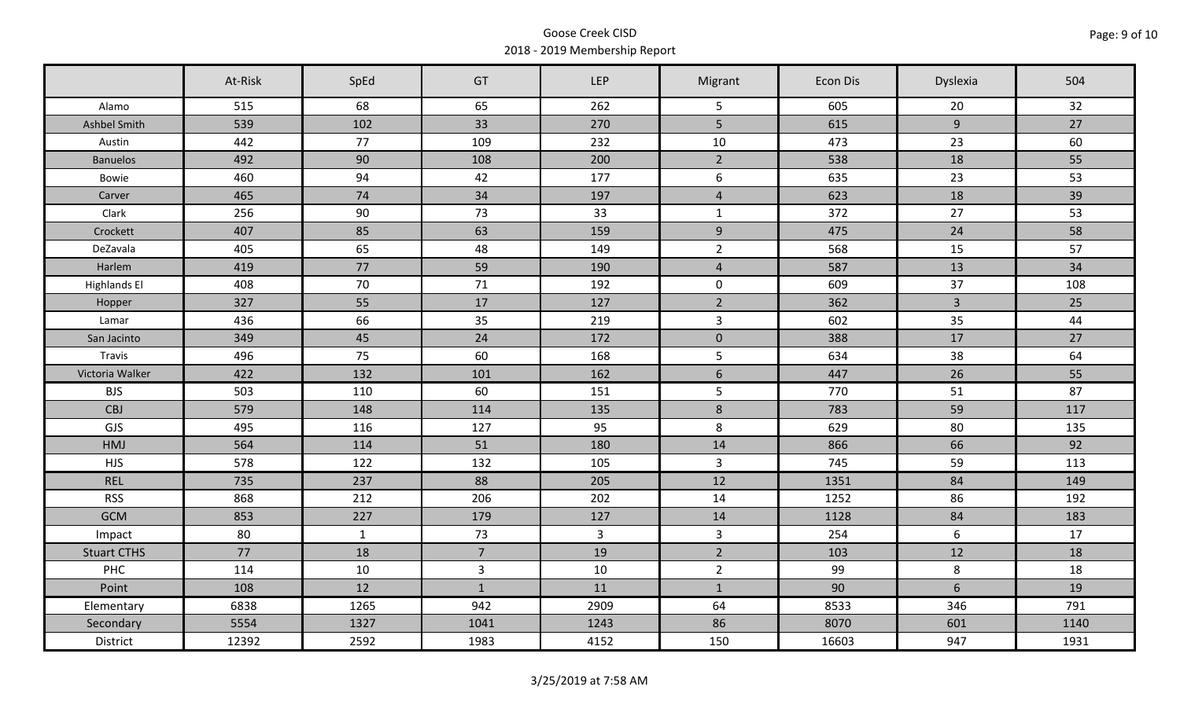Goose Creek CISD
2018 - 2019 Membership Report

| | At-Risk | SpEd | GT | LEP | Migrant | Econ Dis | Dyslexia | 504 |
|---|---|---|---|---|---|---|---|---|
| Alamo | 515 | 68 | 65 | 262 | 5 | 605 | 20 | 32 |
| Ashbel Smith | 539 | 102 | 33 | 270 | 5 | 615 | 9 | 27 |
| Austin | 442 | 77 | 109 | 232 | 10 | 473 | 23 | 60 |
| Banuelos | 492 | 90 | 108 | 200 | 2 | 538 | 18 | 55 |
| Bowie | 460 | 94 | 42 | 177 | 6 | 635 | 23 | 53 |
| Carver | 465 | 74 | 34 | 197 | 4 | 623 | 18 | 39 |
| Clark | 256 | 90 | 73 | 33 | 1 | 372 | 27 | 53 |
| Crockett | 407 | 85 | 63 | 159 | 9 | 475 | 24 | 58 |
| DeZavala | 405 | 65 | 48 | 149 | 2 | 568 | 15 | 57 |
| Harlem | 419 | 77 | 59 | 190 | 4 | 587 | 13 | 34 |
| Highlands El | 408 | 70 | 71 | 192 | 0 | 609 | 37 | 108 |
| Hopper | 327 | 55 | 17 | 127 | 2 | 362 | 3 | 25 |
| Lamar | 436 | 66 | 35 | 219 | 3 | 602 | 35 | 44 |
| San Jacinto | 349 | 45 | 24 | 172 | 0 | 388 | 17 | 27 |
| Travis | 496 | 75 | 60 | 168 | 5 | 634 | 38 | 64 |
| Victoria Walker | 422 | 132 | 101 | 162 | 6 | 447 | 26 | 55 |
| BJS | 503 | 110 | 60 | 151 | 5 | 770 | 51 | 87 |
| CBJ | 579 | 148 | 114 | 135 | 8 | 783 | 59 | 117 |
| GJS | 495 | 116 | 127 | 95 | 8 | 629 | 80 | 135 |
| HMJ | 564 | 114 | 51 | 180 | 14 | 866 | 66 | 92 |
| HJS | 578 | 122 | 132 | 105 | 3 | 745 | 59 | 113 |
| REL | 735 | 237 | 88 | 205 | 12 | 1351 | 84 | 149 |
| RSS | 868 | 212 | 206 | 202 | 14 | 1252 | 86 | 192 |
| GCM | 853 | 227 | 179 | 127 | 14 | 1128 | 84 | 183 |
| Impact | 80 | 1 | 73 | 3 | 3 | 254 | 6 | 17 |
| Stuart CTHS | 77 | 18 | 7 | 19 | 2 | 103 | 12 | 18 |
| PHC | 114 | 10 | 3 | 10 | 2 | 99 | 8 | 18 |
| Point | 108 | 12 | 1 | 11 | 1 | 90 | 6 | 19 |
| Elementary | 6838 | 1265 | 942 | 2909 | 64 | 8533 | 346 | 791 |
| Secondary | 5554 | 1327 | 1041 | 1243 | 86 | 8070 | 601 | 1140 |
| District | 12392 | 2592 | 1983 | 4152 | 150 | 16603 | 947 | 1931 |

3/25/2019 at 7:58 AM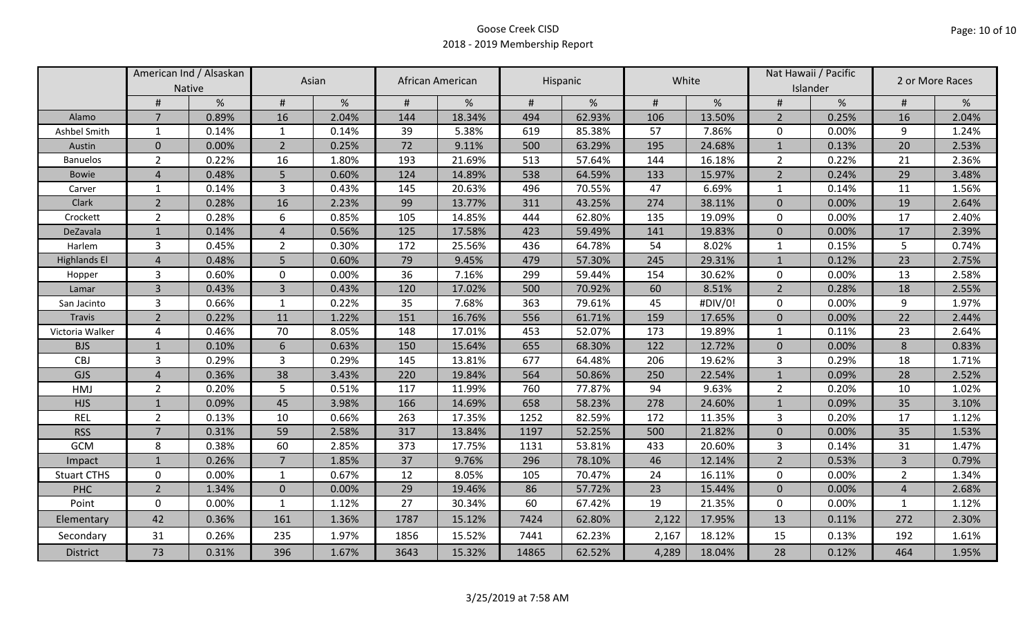# Goose Creek CISD

## 2018 - 2019 Membership Report

| | American Ind / Alsaskan Native | | Asian | | African American | | Hispanic | | White | | Nat Hawaii / Pacific Islander | | 2 or More Races | |
|---|---|---|---|---|---|---|---|---|---|---|---|---|---|---|
| | # | % | # | % | # | % | # | % | # | % | # | % | # | % |
| Alamo | 7 | 0.89% | 16 | 2.04% | 144 | 18.34% | 494 | 62.93% | 106 | 13.50% | 2 | 0.25% | 16 | 2.04% |
| Ashbel Smith | 1 | 0.14% | 1 | 0.14% | 39 | 5.38% | 619 | 85.38% | 57 | 7.86% | 0 | 0.00% | 9 | 1.24% |
| Austin | 0 | 0.00% | 2 | 0.25% | 72 | 9.11% | 500 | 63.29% | 195 | 24.68% | 1 | 0.13% | 20 | 2.53% |
| Banuelos | 2 | 0.22% | 16 | 1.80% | 193 | 21.69% | 513 | 57.64% | 144 | 16.18% | 2 | 0.22% | 21 | 2.36% |
| Bowie | 4 | 0.48% | 5 | 0.60% | 124 | 14.89% | 538 | 64.59% | 133 | 15.97% | 2 | 0.24% | 29 | 3.48% |
| Carver | 1 | 0.14% | 3 | 0.43% | 145 | 20.63% | 496 | 70.55% | 47 | 6.69% | 1 | 0.14% | 11 | 1.56% |
| Clark | 2 | 0.28% | 16 | 2.23% | 99 | 13.77% | 311 | 43.25% | 274 | 38.11% | 0 | 0.00% | 19 | 2.64% |
| Crockett | 2 | 0.28% | 6 | 0.85% | 105 | 14.85% | 444 | 62.80% | 135 | 19.09% | 0 | 0.00% | 17 | 2.40% |
| DeZavala | 1 | 0.14% | 4 | 0.56% | 125 | 17.58% | 423 | 59.49% | 141 | 19.83% | 0 | 0.00% | 17 | 2.39% |
| Harlem | 3 | 0.45% | 2 | 0.30% | 172 | 25.56% | 436 | 64.78% | 54 | 8.02% | 1 | 0.15% | 5 | 0.74% |
| Highlands El | 4 | 0.48% | 5 | 0.60% | 79 | 9.45% | 479 | 57.30% | 245 | 29.31% | 1 | 0.12% | 23 | 2.75% |
| Hopper | 3 | 0.60% | 0 | 0.00% | 36 | 7.16% | 299 | 59.44% | 154 | 30.62% | 0 | 0.00% | 13 | 2.58% |
| Lamar | 3 | 0.43% | 3 | 0.43% | 120 | 17.02% | 500 | 70.92% | 60 | 8.51% | 2 | 0.28% | 18 | 2.55% |
| San Jacinto | 3 | 0.66% | 1 | 0.22% | 35 | 7.68% | 363 | 79.61% | 45 | #DIV/0! | 0 | 0.00% | 9 | 1.97% |
| Travis | 2 | 0.22% | 11 | 1.22% | 151 | 16.76% | 556 | 61.71% | 159 | 17.65% | 0 | 0.00% | 22 | 2.44% |
| Victoria Walker | 4 | 0.46% | 70 | 8.05% | 148 | 17.01% | 453 | 52.07% | 173 | 19.89% | 1 | 0.11% | 23 | 2.64% |
| BJS | 1 | 0.10% | 6 | 0.63% | 150 | 15.64% | 655 | 68.30% | 122 | 12.72% | 0 | 0.00% | 8 | 0.83% |
| CBJ | 3 | 0.29% | 3 | 0.29% | 145 | 13.81% | 677 | 64.48% | 206 | 19.62% | 3 | 0.29% | 18 | 1.71% |
| GJS | 4 | 0.36% | 38 | 3.43% | 220 | 19.84% | 564 | 50.86% | 250 | 22.54% | 1 | 0.09% | 28 | 2.52% |
| HMJ | 2 | 0.20% | 5 | 0.51% | 117 | 11.99% | 760 | 77.87% | 94 | 9.63% | 2 | 0.20% | 10 | 1.02% |
| HJS | 1 | 0.09% | 45 | 3.98% | 166 | 14.69% | 658 | 58.23% | 278 | 24.60% | 1 | 0.09% | 35 | 3.10% |
| REL | 2 | 0.13% | 10 | 0.66% | 263 | 17.35% | 1252 | 82.59% | 172 | 11.35% | 3 | 0.20% | 17 | 1.12% |
| RSS | 7 | 0.31% | 59 | 2.58% | 317 | 13.84% | 1197 | 52.25% | 500 | 21.82% | 0 | 0.00% | 35 | 1.53% |
| GCM | 8 | 0.38% | 60 | 2.85% | 373 | 17.75% | 1131 | 53.81% | 433 | 20.60% | 3 | 0.14% | 31 | 1.47% |
| Impact | 1 | 0.26% | 7 | 1.85% | 37 | 9.76% | 296 | 78.10% | 46 | 12.14% | 2 | 0.53% | 3 | 0.79% |
| Stuart CTHS | 0 | 0.00% | 1 | 0.67% | 12 | 8.05% | 105 | 70.47% | 24 | 16.11% | 0 | 0.00% | 2 | 1.34% |
| PHC | 2 | 1.34% | 0 | 0.00% | 29 | 19.46% | 86 | 57.72% | 23 | 15.44% | 0 | 0.00% | 4 | 2.68% |
| Point | 0 | 0.00% | 1 | 1.12% | 27 | 30.34% | 60 | 67.42% | 19 | 21.35% | 0 | 0.00% | 1 | 1.12% |
| Elementary | 42 | 0.36% | 161 | 1.36% | 1787 | 15.12% | 7424 | 62.80% | 2,122 | 17.95% | 13 | 0.11% | 272 | 2.30% |
| Secondary | 31 | 0.26% | 235 | 1.97% | 1856 | 15.52% | 7441 | 62.23% | 2,167 | 18.12% | 15 | 0.13% | 192 | 1.61% |
| District | 73 | 0.31% | 396 | 1.67% | 3643 | 15.32% | 14865 | 62.52% | 4,289 | 18.04% | 28 | 0.12% | 464 | 1.95% |

3/25/2019 at 7:58 AM